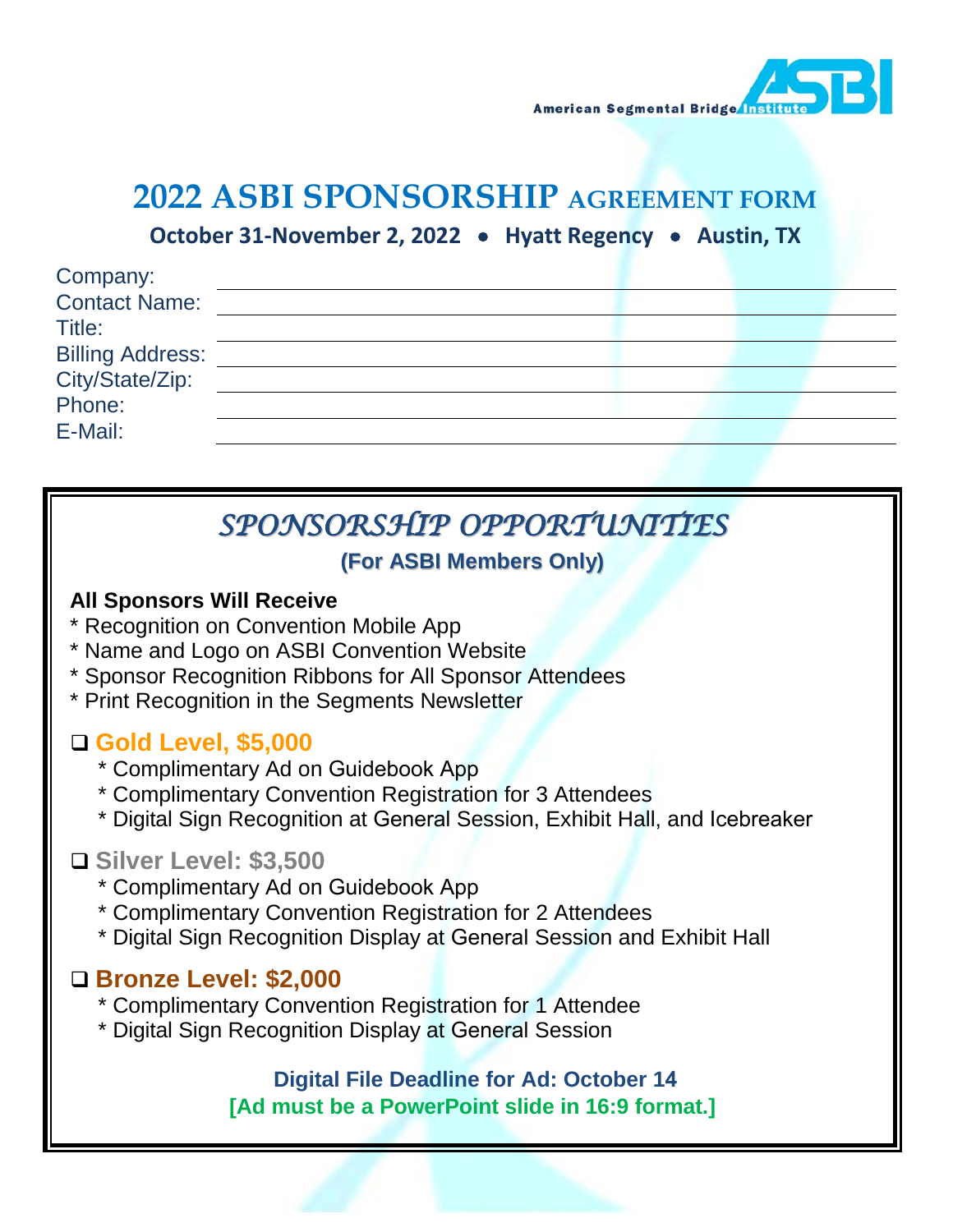American Segmental Bridge Institute

# 2022 ASBI SPONSORSHIP AGREEMENT FORM

**October 31-November 2, 2022 • Hyatt Regency • Austin, TX**

Company: ______________________________

Contact Name: ______________________________

Title: ______________________________

Billing Address: ______________________________

City/State/Zip: ______________________________

Phone: ______________________________

E-Mail: ______________________________

## *SPONSORSHIP OPPORTUNITIES*

**(For ASBI Members Only)**

**All Sponsors Will Receive**

* Recognition on Convention Mobile App
* Name and Logo on ASBI Convention Website
* Sponsor Recognition Ribbons for All Sponsor Attendees
* Print Recognition in the Segments Newsletter

### ❑ Gold Level, $5,000

* Complimentary Ad on Guidebook App
* Complimentary Convention Registration for 3 Attendees
* Digital Sign Recognition at General Session, Exhibit Hall, and Icebreaker

### ❑ Silver Level: $3,500

* Complimentary Ad on Guidebook App
* Complimentary Convention Registration for 2 Attendees
* Digital Sign Recognition Display at General Session and Exhibit Hall

### ❑ Bronze Level: $2,000

* Complimentary Convention Registration for 1 Attendee
* Digital Sign Recognition Display at General Session

**Digital File Deadline for Ad: October 14**

**[Ad must be a PowerPoint slide in 16:9 format.]**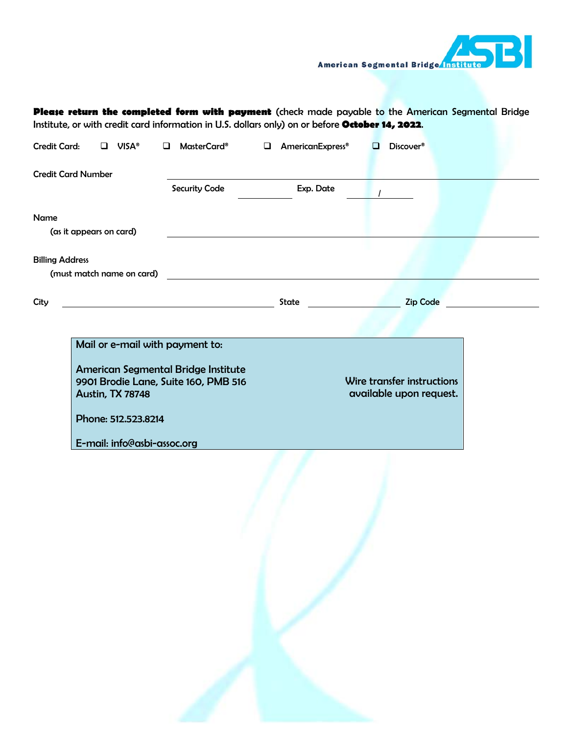American Segmental Bridge Institute

**Please return the completed form with payment** (check made payable to the American Segmental Bridge Institute, or with credit card information in U.S. dollars only) on or before **October 14, 2022**.

Credit Card: ❑ VISA® ❑ MasterCard® ❑ AmericanExpress® ❑ Discover®

Credit Card Number ______________________________

Security Code __________ Exp. Date _____ / _____

Name
(as it appears on card) ______________________________

Billing Address
(must match name on card) ______________________________

City ______________________ State __________ Zip Code __________

Mail or e-mail with payment to:

American Segmental Bridge Institute
9901 Brodie Lane, Suite 160, PMB 516
Austin, TX 78748

Phone: 512.523.8214

E-mail: info@asbi-assoc.org

Wire transfer instructions available upon request.